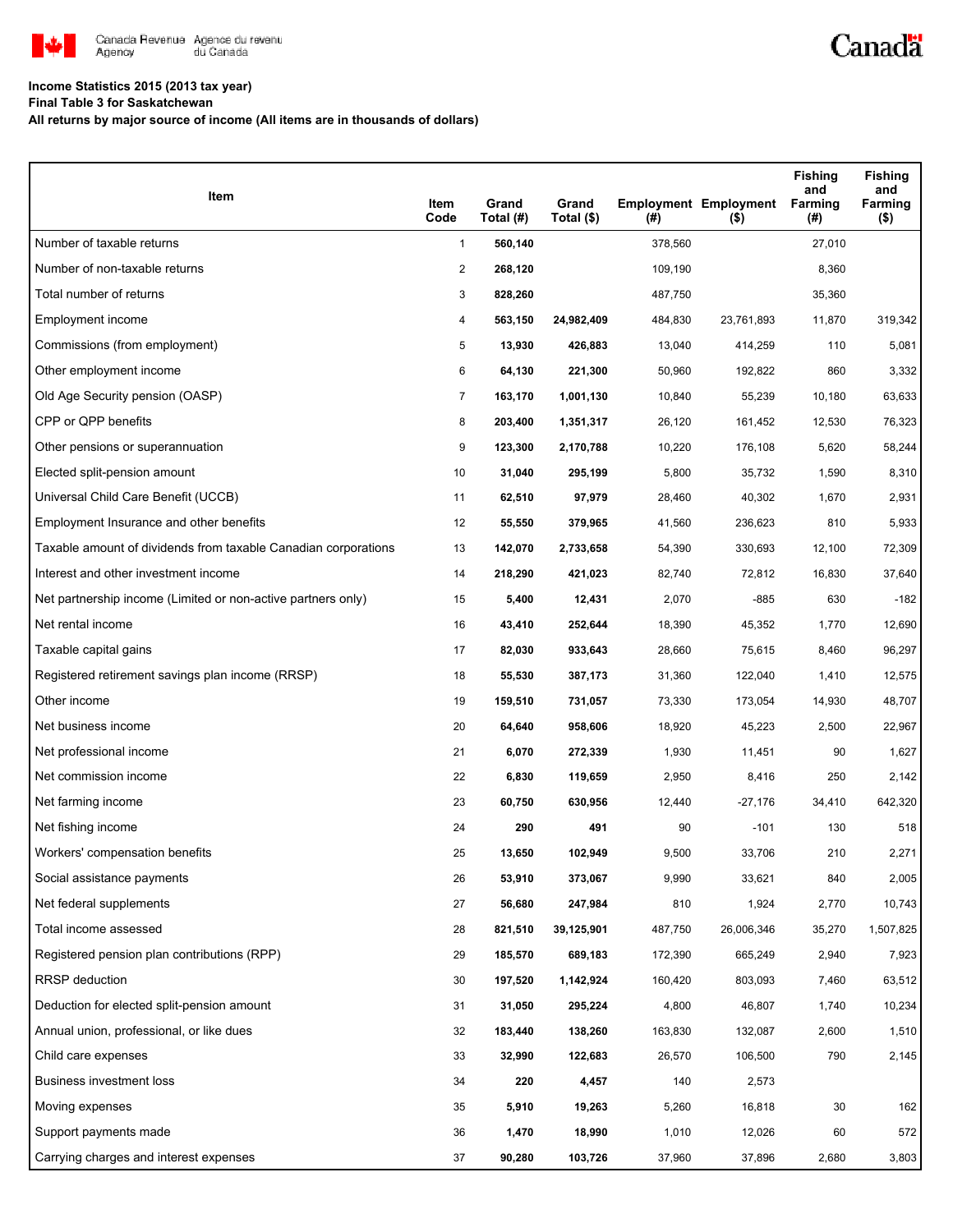**Income Statistics 2015 (2013 tax year)**
**Final Table 3 for Saskatchewan**
**All returns by major source of income (All items are in thousands of dollars)**

| Item | Item Code | Grand Total (#) | Grand Total ($) | Employment (#) | Employment ($) | Fishing and Farming (#) | Fishing and Farming ($) |
|---|---|---|---|---|---|---|---|
| Number of taxable returns | 1 | **560,140** | | 378,560 | | 27,010 | |
| Number of non-taxable returns | 2 | **268,120** | | 109,190 | | 8,360 | |
| Total number of returns | 3 | **828,260** | | 487,750 | | 35,360 | |
| Employment income | 4 | **563,150** | **24,982,409** | 484,830 | 23,761,893 | 11,870 | 319,342 |
| Commissions (from employment) | 5 | **13,930** | **426,883** | 13,040 | 414,259 | 110 | 5,081 |
| Other employment income | 6 | **64,130** | **221,300** | 50,960 | 192,822 | 860 | 3,332 |
| Old Age Security pension (OASP) | 7 | **163,170** | **1,001,130** | 10,840 | 55,239 | 10,180 | 63,633 |
| CPP or QPP benefits | 8 | **203,400** | **1,351,317** | 26,120 | 161,452 | 12,530 | 76,323 |
| Other pensions or superannuation | 9 | **123,300** | **2,170,788** | 10,220 | 176,108 | 5,620 | 58,244 |
| Elected split-pension amount | 10 | **31,040** | **295,199** | 5,800 | 35,732 | 1,590 | 8,310 |
| Universal Child Care Benefit (UCCB) | 11 | **62,510** | **97,979** | 28,460 | 40,302 | 1,670 | 2,931 |
| Employment Insurance and other benefits | 12 | **55,550** | **379,965** | 41,560 | 236,623 | 810 | 5,933 |
| Taxable amount of dividends from taxable Canadian corporations | 13 | **142,070** | **2,733,658** | 54,390 | 330,693 | 12,100 | 72,309 |
| Interest and other investment income | 14 | **218,290** | **421,023** | 82,740 | 72,812 | 16,830 | 37,640 |
| Net partnership income (Limited or non-active partners only) | 15 | **5,400** | **12,431** | 2,070 | -885 | 630 | -182 |
| Net rental income | 16 | **43,410** | **252,644** | 18,390 | 45,352 | 1,770 | 12,690 |
| Taxable capital gains | 17 | **82,030** | **933,643** | 28,660 | 75,615 | 8,460 | 96,297 |
| Registered retirement savings plan income (RRSP) | 18 | **55,530** | **387,173** | 31,360 | 122,040 | 1,410 | 12,575 |
| Other income | 19 | **159,510** | **731,057** | 73,330 | 173,054 | 14,930 | 48,707 |
| Net business income | 20 | **64,640** | **958,606** | 18,920 | 45,223 | 2,500 | 22,967 |
| Net professional income | 21 | **6,070** | **272,339** | 1,930 | 11,451 | 90 | 1,627 |
| Net commission income | 22 | **6,830** | **119,659** | 2,950 | 8,416 | 250 | 2,142 |
| Net farming income | 23 | **60,750** | **630,956** | 12,440 | -27,176 | 34,410 | 642,320 |
| Net fishing income | 24 | **290** | **491** | 90 | -101 | 130 | 518 |
| Workers' compensation benefits | 25 | **13,650** | **102,949** | 9,500 | 33,706 | 210 | 2,271 |
| Social assistance payments | 26 | **53,910** | **373,067** | 9,990 | 33,621 | 840 | 2,005 |
| Net federal supplements | 27 | **56,680** | **247,984** | 810 | 1,924 | 2,770 | 10,743 |
| Total income assessed | 28 | **821,510** | **39,125,901** | 487,750 | 26,006,346 | 35,270 | 1,507,825 |
| Registered pension plan contributions (RPP) | 29 | **185,570** | **689,183** | 172,390 | 665,249 | 2,940 | 7,923 |
| RRSP deduction | 30 | **197,520** | **1,142,924** | 160,420 | 803,093 | 7,460 | 63,512 |
| Deduction for elected split-pension amount | 31 | **31,050** | **295,224** | 4,800 | 46,807 | 1,740 | 10,234 |
| Annual union, professional, or like dues | 32 | **183,440** | **138,260** | 163,830 | 132,087 | 2,600 | 1,510 |
| Child care expenses | 33 | **32,990** | **122,683** | 26,570 | 106,500 | 790 | 2,145 |
| Business investment loss | 34 | **220** | **4,457** | 140 | 2,573 | | |
| Moving expenses | 35 | **5,910** | **19,263** | 5,260 | 16,818 | 30 | 162 |
| Support payments made | 36 | **1,470** | **18,990** | 1,010 | 12,026 | 60 | 572 |
| Carrying charges and interest expenses | 37 | **90,280** | **103,726** | 37,960 | 37,896 | 2,680 | 3,803 |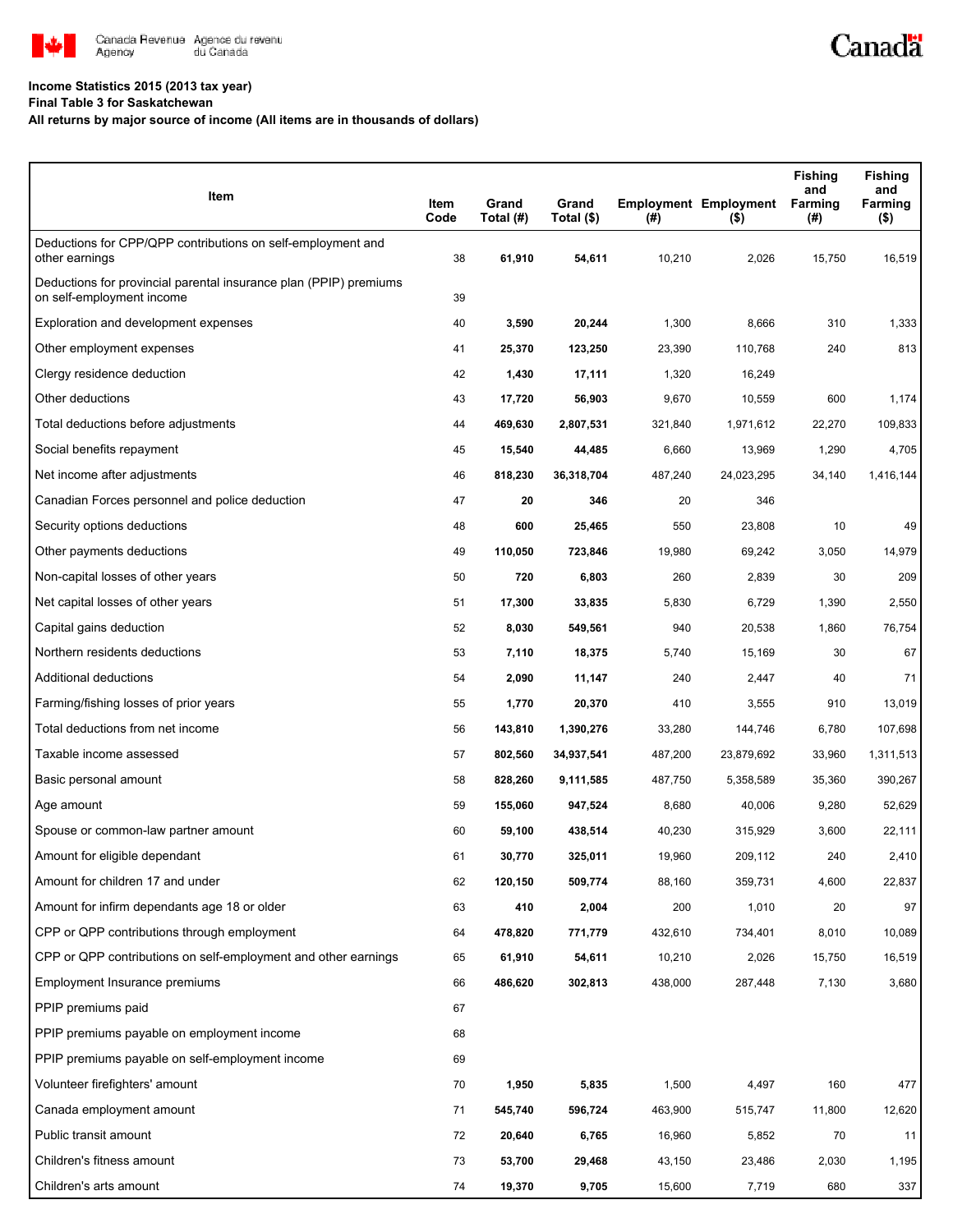Income Statistics 2015 (2013 tax year)

Final Table 3 for Saskatchewan

All returns by major source of income (All items are in thousands of dollars)

| Item | Item Code | Grand Total (#) | Grand Total ($) | Employment (#) | Employment ($) | Fishing and Farming (#) | Fishing and Farming ($) |
|---|---|---|---|---|---|---|---|
| Deductions for CPP/QPP contributions on self-employment and other earnings | 38 | **61,910** | **54,611** | 10,210 | 2,026 | 15,750 | 16,519 |
| Deductions for provincial parental insurance plan (PPIP) premiums on self-employment income | 39 | | | | | | |
| Exploration and development expenses | 40 | **3,590** | **20,244** | 1,300 | 8,666 | 310 | 1,333 |
| Other employment expenses | 41 | **25,370** | **123,250** | 23,390 | 110,768 | 240 | 813 |
| Clergy residence deduction | 42 | **1,430** | **17,111** | 1,320 | 16,249 | | |
| Other deductions | 43 | **17,720** | **56,903** | 9,670 | 10,559 | 600 | 1,174 |
| Total deductions before adjustments | 44 | **469,630** | **2,807,531** | 321,840 | 1,971,612 | 22,270 | 109,833 |
| Social benefits repayment | 45 | **15,540** | **44,485** | 6,660 | 13,969 | 1,290 | 4,705 |
| Net income after adjustments | 46 | **818,230** | **36,318,704** | 487,240 | 24,023,295 | 34,140 | 1,416,144 |
| Canadian Forces personnel and police deduction | 47 | **20** | **346** | 20 | 346 | | |
| Security options deductions | 48 | **600** | **25,465** | 550 | 23,808 | 10 | 49 |
| Other payments deductions | 49 | **110,050** | **723,846** | 19,980 | 69,242 | 3,050 | 14,979 |
| Non-capital losses of other years | 50 | **720** | **6,803** | 260 | 2,839 | 30 | 209 |
| Net capital losses of other years | 51 | **17,300** | **33,835** | 5,830 | 6,729 | 1,390 | 2,550 |
| Capital gains deduction | 52 | **8,030** | **549,561** | 940 | 20,538 | 1,860 | 76,754 |
| Northern residents deductions | 53 | **7,110** | **18,375** | 5,740 | 15,169 | 30 | 67 |
| Additional deductions | 54 | **2,090** | **11,147** | 240 | 2,447 | 40 | 71 |
| Farming/fishing losses of prior years | 55 | **1,770** | **20,370** | 410 | 3,555 | 910 | 13,019 |
| Total deductions from net income | 56 | **143,810** | **1,390,276** | 33,280 | 144,746 | 6,780 | 107,698 |
| Taxable income assessed | 57 | **802,560** | **34,937,541** | 487,200 | 23,879,692 | 33,960 | 1,311,513 |
| Basic personal amount | 58 | **828,260** | **9,111,585** | 487,750 | 5,358,589 | 35,360 | 390,267 |
| Age amount | 59 | **155,060** | **947,524** | 8,680 | 40,006 | 9,280 | 52,629 |
| Spouse or common-law partner amount | 60 | **59,100** | **438,514** | 40,230 | 315,929 | 3,600 | 22,111 |
| Amount for eligible dependant | 61 | **30,770** | **325,011** | 19,960 | 209,112 | 240 | 2,410 |
| Amount for children 17 and under | 62 | **120,150** | **509,774** | 88,160 | 359,731 | 4,600 | 22,837 |
| Amount for infirm dependants age 18 or older | 63 | **410** | **2,004** | 200 | 1,010 | 20 | 97 |
| CPP or QPP contributions through employment | 64 | **478,820** | **771,779** | 432,610 | 734,401 | 8,010 | 10,089 |
| CPP or QPP contributions on self-employment and other earnings | 65 | **61,910** | **54,611** | 10,210 | 2,026 | 15,750 | 16,519 |
| Employment Insurance premiums | 66 | **486,620** | **302,813** | 438,000 | 287,448 | 7,130 | 3,680 |
| PPIP premiums paid | 67 | | | | | | |
| PPIP premiums payable on employment income | 68 | | | | | | |
| PPIP premiums payable on self-employment income | 69 | | | | | | |
| Volunteer firefighters' amount | 70 | **1,950** | **5,835** | 1,500 | 4,497 | 160 | 477 |
| Canada employment amount | 71 | **545,740** | **596,724** | 463,900 | 515,747 | 11,800 | 12,620 |
| Public transit amount | 72 | **20,640** | **6,765** | 16,960 | 5,852 | 70 | 11 |
| Children's fitness amount | 73 | **53,700** | **29,468** | 43,150 | 23,486 | 2,030 | 1,195 |
| Children's arts amount | 74 | **19,370** | **9,705** | 15,600 | 7,719 | 680 | 337 |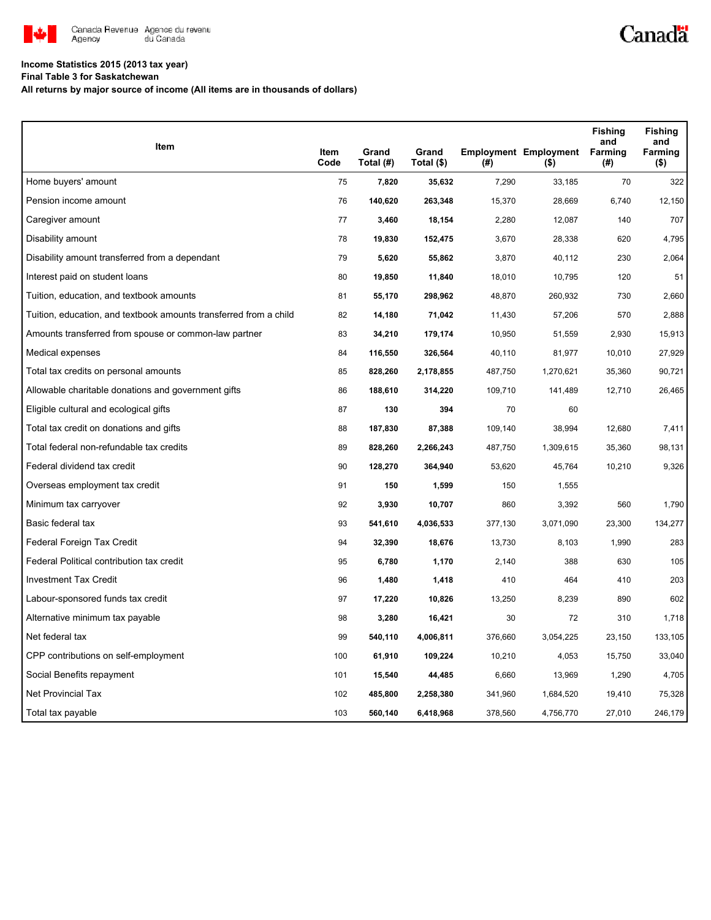**Income Statistics 2015 (2013 tax year)**

**Final Table 3 for Saskatchewan**

**All returns by major source of income (All items are in thousands of dollars)**

| Item | Item Code | Grand Total (#) | Grand Total ($) | Employment (#) | Employment ($) | Fishing and Farming (#) | Fishing and Farming ($) |
|---|---|---|---|---|---|---|---|
| Home buyers' amount | 75 | **7,820** | **35,632** | 7,290 | 33,185 | 70 | 322 |
| Pension income amount | 76 | **140,620** | **263,348** | 15,370 | 28,669 | 6,740 | 12,150 |
| Caregiver amount | 77 | **3,460** | **18,154** | 2,280 | 12,087 | 140 | 707 |
| Disability amount | 78 | **19,830** | **152,475** | 3,670 | 28,338 | 620 | 4,795 |
| Disability amount transferred from a dependant | 79 | **5,620** | **55,862** | 3,870 | 40,112 | 230 | 2,064 |
| Interest paid on student loans | 80 | **19,850** | **11,840** | 18,010 | 10,795 | 120 | 51 |
| Tuition, education, and textbook amounts | 81 | **55,170** | **298,962** | 48,870 | 260,932 | 730 | 2,660 |
| Tuition, education, and textbook amounts transferred from a child | 82 | **14,180** | **71,042** | 11,430 | 57,206 | 570 | 2,888 |
| Amounts transferred from spouse or common-law partner | 83 | **34,210** | **179,174** | 10,950 | 51,559 | 2,930 | 15,913 |
| Medical expenses | 84 | **116,550** | **326,564** | 40,110 | 81,977 | 10,010 | 27,929 |
| Total tax credits on personal amounts | 85 | **828,260** | **2,178,855** | 487,750 | 1,270,621 | 35,360 | 90,721 |
| Allowable charitable donations and government gifts | 86 | **188,610** | **314,220** | 109,710 | 141,489 | 12,710 | 26,465 |
| Eligible cultural and ecological gifts | 87 | **130** | **394** | 70 | 60 | | |
| Total tax credit on donations and gifts | 88 | **187,830** | **87,388** | 109,140 | 38,994 | 12,680 | 7,411 |
| Total federal non-refundable tax credits | 89 | **828,260** | **2,266,243** | 487,750 | 1,309,615 | 35,360 | 98,131 |
| Federal dividend tax credit | 90 | **128,270** | **364,940** | 53,620 | 45,764 | 10,210 | 9,326 |
| Overseas employment tax credit | 91 | **150** | **1,599** | 150 | 1,555 | | |
| Minimum tax carryover | 92 | **3,930** | **10,707** | 860 | 3,392 | 560 | 1,790 |
| Basic federal tax | 93 | **541,610** | **4,036,533** | 377,130 | 3,071,090 | 23,300 | 134,277 |
| Federal Foreign Tax Credit | 94 | **32,390** | **18,676** | 13,730 | 8,103 | 1,990 | 283 |
| Federal Political contribution tax credit | 95 | **6,780** | **1,170** | 2,140 | 388 | 630 | 105 |
| Investment Tax Credit | 96 | **1,480** | **1,418** | 410 | 464 | 410 | 203 |
| Labour-sponsored funds tax credit | 97 | **17,220** | **10,826** | 13,250 | 8,239 | 890 | 602 |
| Alternative minimum tax payable | 98 | **3,280** | **16,421** | 30 | 72 | 310 | 1,718 |
| Net federal tax | 99 | **540,110** | **4,006,811** | 376,660 | 3,054,225 | 23,150 | 133,105 |
| CPP contributions on self-employment | 100 | **61,910** | **109,224** | 10,210 | 4,053 | 15,750 | 33,040 |
| Social Benefits repayment | 101 | **15,540** | **44,485** | 6,660 | 13,969 | 1,290 | 4,705 |
| Net Provincial Tax | 102 | **485,800** | **2,258,380** | 341,960 | 1,684,520 | 19,410 | 75,328 |
| Total tax payable | 103 | **560,140** | **6,418,968** | 378,560 | 4,756,770 | 27,010 | 246,179 |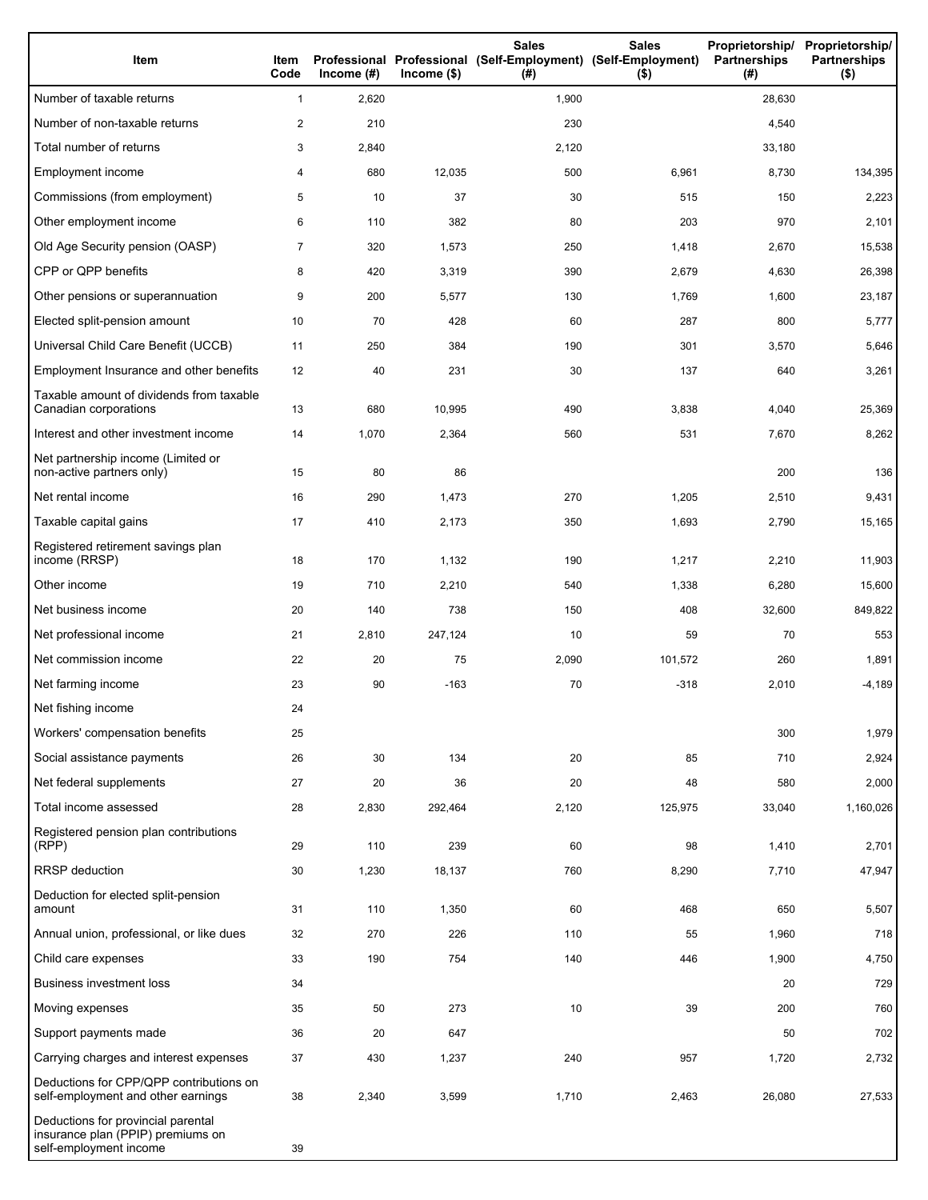| Item | Item Code | Professional Income (#) | Professional Income ($) | Sales (Self-Employment) (#) | Sales (Self-Employment) ($) | Proprietorship/ Partnerships (#) | Proprietorship/ Partnerships ($) |
|---|---|---|---|---|---|---|---|
| Number of taxable returns | 1 | 2,620 | | 1,900 | | 28,630 | |
| Number of non-taxable returns | 2 | 210 | | 230 | | 4,540 | |
| Total number of returns | 3 | 2,840 | | 2,120 | | 33,180 | |
| Employment income | 4 | 680 | 12,035 | 500 | 6,961 | 8,730 | 134,395 |
| Commissions (from employment) | 5 | 10 | 37 | 30 | 515 | 150 | 2,223 |
| Other employment income | 6 | 110 | 382 | 80 | 203 | 970 | 2,101 |
| Old Age Security pension (OASP) | 7 | 320 | 1,573 | 250 | 1,418 | 2,670 | 15,538 |
| CPP or QPP benefits | 8 | 420 | 3,319 | 390 | 2,679 | 4,630 | 26,398 |
| Other pensions or superannuation | 9 | 200 | 5,577 | 130 | 1,769 | 1,600 | 23,187 |
| Elected split-pension amount | 10 | 70 | 428 | 60 | 287 | 800 | 5,777 |
| Universal Child Care Benefit (UCCB) | 11 | 250 | 384 | 190 | 301 | 3,570 | 5,646 |
| Employment Insurance and other benefits | 12 | 40 | 231 | 30 | 137 | 640 | 3,261 |
| Taxable amount of dividends from taxable Canadian corporations | 13 | 680 | 10,995 | 490 | 3,838 | 4,040 | 25,369 |
| Interest and other investment income | 14 | 1,070 | 2,364 | 560 | 531 | 7,670 | 8,262 |
| Net partnership income (Limited or non-active partners only) | 15 | 80 | 86 | | | 200 | 136 |
| Net rental income | 16 | 290 | 1,473 | 270 | 1,205 | 2,510 | 9,431 |
| Taxable capital gains | 17 | 410 | 2,173 | 350 | 1,693 | 2,790 | 15,165 |
| Registered retirement savings plan income (RRSP) | 18 | 170 | 1,132 | 190 | 1,217 | 2,210 | 11,903 |
| Other income | 19 | 710 | 2,210 | 540 | 1,338 | 6,280 | 15,600 |
| Net business income | 20 | 140 | 738 | 150 | 408 | 32,600 | 849,822 |
| Net professional income | 21 | 2,810 | 247,124 | 10 | 59 | 70 | 553 |
| Net commission income | 22 | 20 | 75 | 2,090 | 101,572 | 260 | 1,891 |
| Net farming income | 23 | 90 | -163 | 70 | -318 | 2,010 | -4,189 |
| Net fishing income | 24 | | | | | | |
| Workers' compensation benefits | 25 | | | | | 300 | 1,979 |
| Social assistance payments | 26 | 30 | 134 | 20 | 85 | 710 | 2,924 |
| Net federal supplements | 27 | 20 | 36 | 20 | 48 | 580 | 2,000 |
| Total income assessed | 28 | 2,830 | 292,464 | 2,120 | 125,975 | 33,040 | 1,160,026 |
| Registered pension plan contributions (RPP) | 29 | 110 | 239 | 60 | 98 | 1,410 | 2,701 |
| RRSP deduction | 30 | 1,230 | 18,137 | 760 | 8,290 | 7,710 | 47,947 |
| Deduction for elected split-pension amount | 31 | 110 | 1,350 | 60 | 468 | 650 | 5,507 |
| Annual union, professional, or like dues | 32 | 270 | 226 | 110 | 55 | 1,960 | 718 |
| Child care expenses | 33 | 190 | 754 | 140 | 446 | 1,900 | 4,750 |
| Business investment loss | 34 | | | | | 20 | 729 |
| Moving expenses | 35 | 50 | 273 | 10 | 39 | 200 | 760 |
| Support payments made | 36 | 20 | 647 | | | 50 | 702 |
| Carrying charges and interest expenses | 37 | 430 | 1,237 | 240 | 957 | 1,720 | 2,732 |
| Deductions for CPP/QPP contributions on self-employment and other earnings | 38 | 2,340 | 3,599 | 1,710 | 2,463 | 26,080 | 27,533 |
| Deductions for provincial parental insurance plan (PPIP) premiums on self-employment income | 39 | | | | | | |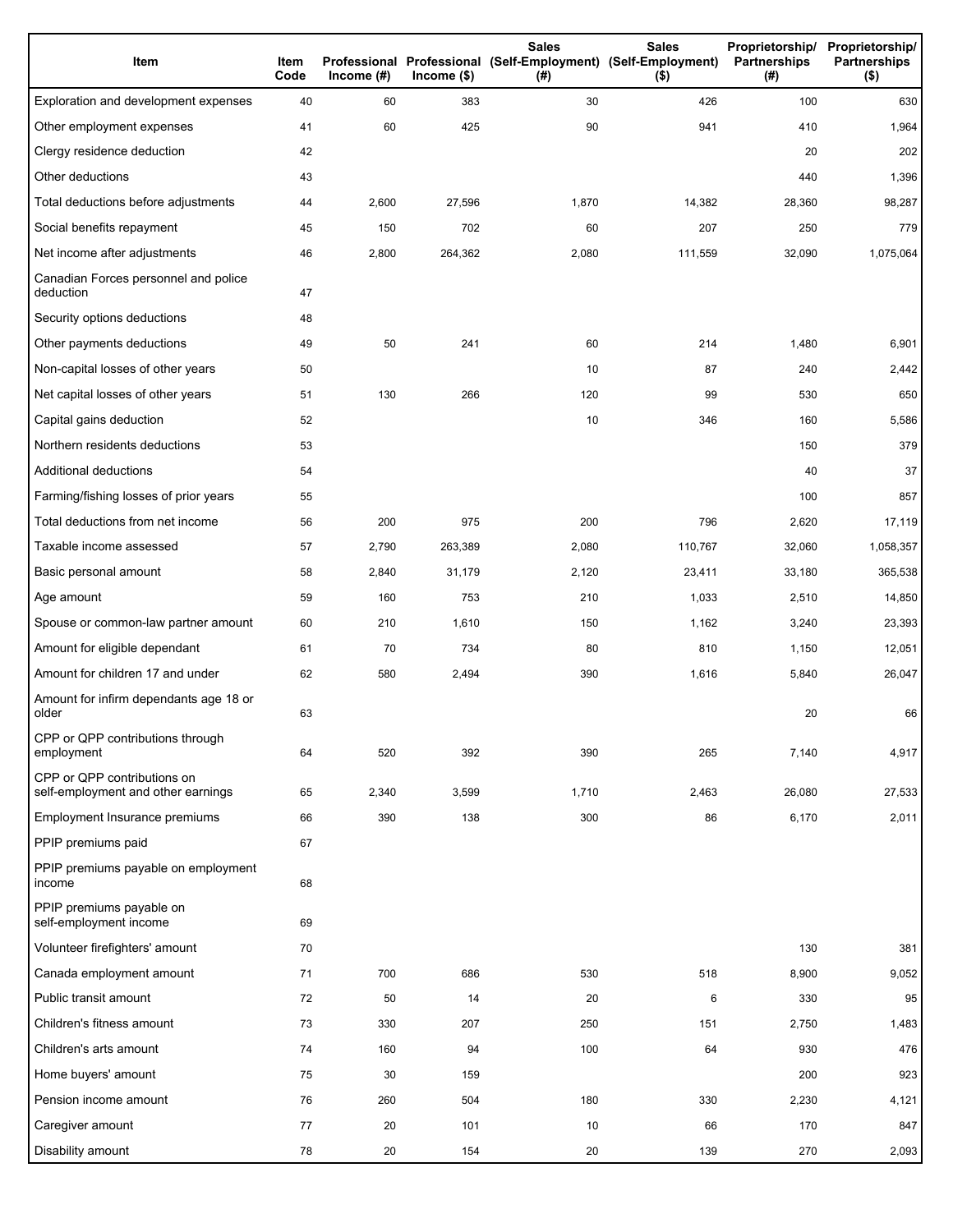| Item | Item Code | Professional Income (#) | Professional Income ($) | Sales (Self-Employment) (#) | Sales (Self-Employment) ($) | Proprietorship/ Partnerships (#) | Proprietorship/ Partnerships ($) |
|---|---|---|---|---|---|---|---|
| Exploration and development expenses | 40 | 60 | 383 | 30 | 426 | 100 | 630 |
| Other employment expenses | 41 | 60 | 425 | 90 | 941 | 410 | 1,964 |
| Clergy residence deduction | 42 | | | | | 20 | 202 |
| Other deductions | 43 | | | | | 440 | 1,396 |
| Total deductions before adjustments | 44 | 2,600 | 27,596 | 1,870 | 14,382 | 28,360 | 98,287 |
| Social benefits repayment | 45 | 150 | 702 | 60 | 207 | 250 | 779 |
| Net income after adjustments | 46 | 2,800 | 264,362 | 2,080 | 111,559 | 32,090 | 1,075,064 |
| Canadian Forces personnel and police deduction | 47 | | | | | | |
| Security options deductions | 48 | | | | | | |
| Other payments deductions | 49 | 50 | 241 | 60 | 214 | 1,480 | 6,901 |
| Non-capital losses of other years | 50 | | | 10 | 87 | 240 | 2,442 |
| Net capital losses of other years | 51 | 130 | 266 | 120 | 99 | 530 | 650 |
| Capital gains deduction | 52 | | | 10 | 346 | 160 | 5,586 |
| Northern residents deductions | 53 | | | | | 150 | 379 |
| Additional deductions | 54 | | | | | 40 | 37 |
| Farming/fishing losses of prior years | 55 | | | | | 100 | 857 |
| Total deductions from net income | 56 | 200 | 975 | 200 | 796 | 2,620 | 17,119 |
| Taxable income assessed | 57 | 2,790 | 263,389 | 2,080 | 110,767 | 32,060 | 1,058,357 |
| Basic personal amount | 58 | 2,840 | 31,179 | 2,120 | 23,411 | 33,180 | 365,538 |
| Age amount | 59 | 160 | 753 | 210 | 1,033 | 2,510 | 14,850 |
| Spouse or common-law partner amount | 60 | 210 | 1,610 | 150 | 1,162 | 3,240 | 23,393 |
| Amount for eligible dependant | 61 | 70 | 734 | 80 | 810 | 1,150 | 12,051 |
| Amount for children 17 and under | 62 | 580 | 2,494 | 390 | 1,616 | 5,840 | 26,047 |
| Amount for infirm dependants age 18 or older | 63 | | | | | 20 | 66 |
| CPP or QPP contributions through employment | 64 | 520 | 392 | 390 | 265 | 7,140 | 4,917 |
| CPP or QPP contributions on self-employment and other earnings | 65 | 2,340 | 3,599 | 1,710 | 2,463 | 26,080 | 27,533 |
| Employment Insurance premiums | 66 | 390 | 138 | 300 | 86 | 6,170 | 2,011 |
| PPIP premiums paid | 67 | | | | | | |
| PPIP premiums payable on employment income | 68 | | | | | | |
| PPIP premiums payable on self-employment income | 69 | | | | | | |
| Volunteer firefighters' amount | 70 | | | | | 130 | 381 |
| Canada employment amount | 71 | 700 | 686 | 530 | 518 | 8,900 | 9,052 |
| Public transit amount | 72 | 50 | 14 | 20 | 6 | 330 | 95 |
| Children's fitness amount | 73 | 330 | 207 | 250 | 151 | 2,750 | 1,483 |
| Children's arts amount | 74 | 160 | 94 | 100 | 64 | 930 | 476 |
| Home buyers' amount | 75 | 30 | 159 | | | 200 | 923 |
| Pension income amount | 76 | 260 | 504 | 180 | 330 | 2,230 | 4,121 |
| Caregiver amount | 77 | 20 | 101 | 10 | 66 | 170 | 847 |
| Disability amount | 78 | 20 | 154 | 20 | 139 | 270 | 2,093 |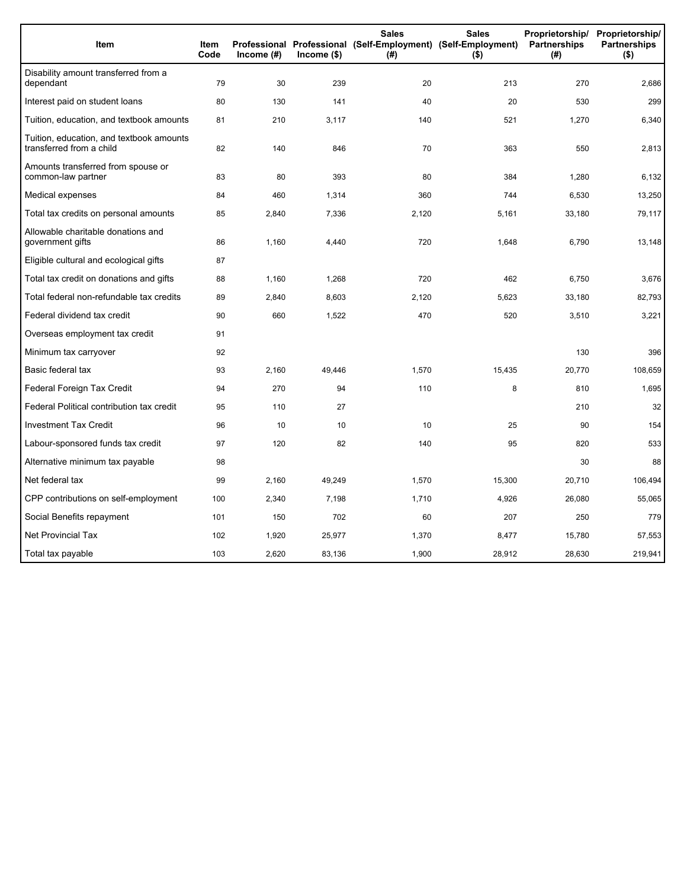| Item | Item Code | Professional Income (#) | Professional Income ($) | Sales (Self-Employment) (#) | Sales (Self-Employment) ($) | Proprietorship/ Partnerships (#) | Proprietorship/ Partnerships ($) |
|---|---|---|---|---|---|---|---|
| Disability amount transferred from a dependant | 79 | 30 | 239 | 20 | 213 | 270 | 2,686 |
| Interest paid on student loans | 80 | 130 | 141 | 40 | 20 | 530 | 299 |
| Tuition, education, and textbook amounts | 81 | 210 | 3,117 | 140 | 521 | 1,270 | 6,340 |
| Tuition, education, and textbook amounts transferred from a child | 82 | 140 | 846 | 70 | 363 | 550 | 2,813 |
| Amounts transferred from spouse or common-law partner | 83 | 80 | 393 | 80 | 384 | 1,280 | 6,132 |
| Medical expenses | 84 | 460 | 1,314 | 360 | 744 | 6,530 | 13,250 |
| Total tax credits on personal amounts | 85 | 2,840 | 7,336 | 2,120 | 5,161 | 33,180 | 79,117 |
| Allowable charitable donations and government gifts | 86 | 1,160 | 4,440 | 720 | 1,648 | 6,790 | 13,148 |
| Eligible cultural and ecological gifts | 87 | | | | | | |
| Total tax credit on donations and gifts | 88 | 1,160 | 1,268 | 720 | 462 | 6,750 | 3,676 |
| Total federal non-refundable tax credits | 89 | 2,840 | 8,603 | 2,120 | 5,623 | 33,180 | 82,793 |
| Federal dividend tax credit | 90 | 660 | 1,522 | 470 | 520 | 3,510 | 3,221 |
| Overseas employment tax credit | 91 | | | | | | |
| Minimum tax carryover | 92 | | | | | 130 | 396 |
| Basic federal tax | 93 | 2,160 | 49,446 | 1,570 | 15,435 | 20,770 | 108,659 |
| Federal Foreign Tax Credit | 94 | 270 | 94 | 110 | 8 | 810 | 1,695 |
| Federal Political contribution tax credit | 95 | 110 | 27 | | | 210 | 32 |
| Investment Tax Credit | 96 | 10 | 10 | 10 | 25 | 90 | 154 |
| Labour-sponsored funds tax credit | 97 | 120 | 82 | 140 | 95 | 820 | 533 |
| Alternative minimum tax payable | 98 | | | | | 30 | 88 |
| Net federal tax | 99 | 2,160 | 49,249 | 1,570 | 15,300 | 20,710 | 106,494 |
| CPP contributions on self-employment | 100 | 2,340 | 7,198 | 1,710 | 4,926 | 26,080 | 55,065 |
| Social Benefits repayment | 101 | 150 | 702 | 60 | 207 | 250 | 779 |
| Net Provincial Tax | 102 | 1,920 | 25,977 | 1,370 | 8,477 | 15,780 | 57,553 |
| Total tax payable | 103 | 2,620 | 83,136 | 1,900 | 28,912 | 28,630 | 219,941 |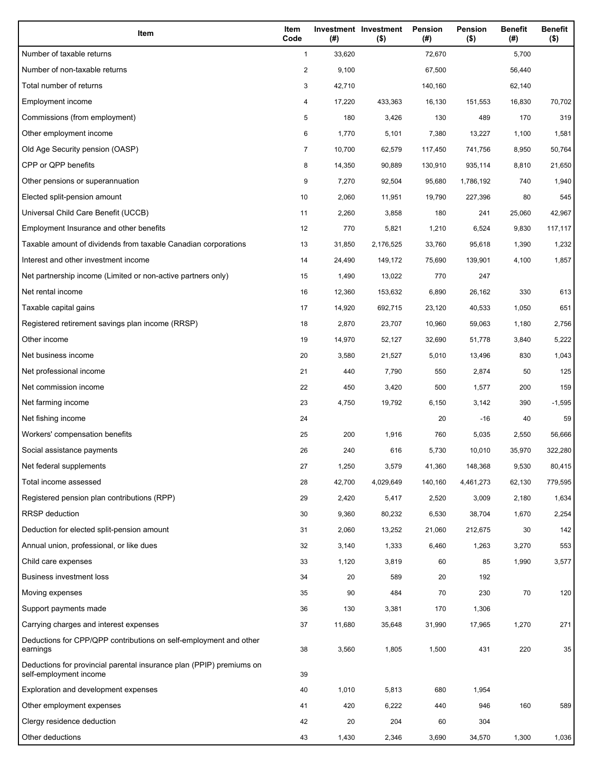| Item | Item Code | Investment (#) | Investment ($) | Pension (#) | Pension ($) | Benefit (#) | Benefit ($) |
|---|---|---|---|---|---|---|---|
| Number of taxable returns | 1 | 33,620 | | 72,670 | | 5,700 | |
| Number of non-taxable returns | 2 | 9,100 | | 67,500 | | 56,440 | |
| Total number of returns | 3 | 42,710 | | 140,160 | | 62,140 | |
| Employment income | 4 | 17,220 | 433,363 | 16,130 | 151,553 | 16,830 | 70,702 |
| Commissions (from employment) | 5 | 180 | 3,426 | 130 | 489 | 170 | 319 |
| Other employment income | 6 | 1,770 | 5,101 | 7,380 | 13,227 | 1,100 | 1,581 |
| Old Age Security pension (OASP) | 7 | 10,700 | 62,579 | 117,450 | 741,756 | 8,950 | 50,764 |
| CPP or QPP benefits | 8 | 14,350 | 90,889 | 130,910 | 935,114 | 8,810 | 21,650 |
| Other pensions or superannuation | 9 | 7,270 | 92,504 | 95,680 | 1,786,192 | 740 | 1,940 |
| Elected split-pension amount | 10 | 2,060 | 11,951 | 19,790 | 227,396 | 80 | 545 |
| Universal Child Care Benefit (UCCB) | 11 | 2,260 | 3,858 | 180 | 241 | 25,060 | 42,967 |
| Employment Insurance and other benefits | 12 | 770 | 5,821 | 1,210 | 6,524 | 9,830 | 117,117 |
| Taxable amount of dividends from taxable Canadian corporations | 13 | 31,850 | 2,176,525 | 33,760 | 95,618 | 1,390 | 1,232 |
| Interest and other investment income | 14 | 24,490 | 149,172 | 75,690 | 139,901 | 4,100 | 1,857 |
| Net partnership income (Limited or non-active partners only) | 15 | 1,490 | 13,022 | 770 | 247 | | |
| Net rental income | 16 | 12,360 | 153,632 | 6,890 | 26,162 | 330 | 613 |
| Taxable capital gains | 17 | 14,920 | 692,715 | 23,120 | 40,533 | 1,050 | 651 |
| Registered retirement savings plan income (RRSP) | 18 | 2,870 | 23,707 | 10,960 | 59,063 | 1,180 | 2,756 |
| Other income | 19 | 14,970 | 52,127 | 32,690 | 51,778 | 3,840 | 5,222 |
| Net business income | 20 | 3,580 | 21,527 | 5,010 | 13,496 | 830 | 1,043 |
| Net professional income | 21 | 440 | 7,790 | 550 | 2,874 | 50 | 125 |
| Net commission income | 22 | 450 | 3,420 | 500 | 1,577 | 200 | 159 |
| Net farming income | 23 | 4,750 | 19,792 | 6,150 | 3,142 | 390 | -1,595 |
| Net fishing income | 24 | | | 20 | -16 | 40 | 59 |
| Workers' compensation benefits | 25 | 200 | 1,916 | 760 | 5,035 | 2,550 | 56,666 |
| Social assistance payments | 26 | 240 | 616 | 5,730 | 10,010 | 35,970 | 322,280 |
| Net federal supplements | 27 | 1,250 | 3,579 | 41,360 | 148,368 | 9,530 | 80,415 |
| Total income assessed | 28 | 42,700 | 4,029,649 | 140,160 | 4,461,273 | 62,130 | 779,595 |
| Registered pension plan contributions (RPP) | 29 | 2,420 | 5,417 | 2,520 | 3,009 | 2,180 | 1,634 |
| RRSP deduction | 30 | 9,360 | 80,232 | 6,530 | 38,704 | 1,670 | 2,254 |
| Deduction for elected split-pension amount | 31 | 2,060 | 13,252 | 21,060 | 212,675 | 30 | 142 |
| Annual union, professional, or like dues | 32 | 3,140 | 1,333 | 6,460 | 1,263 | 3,270 | 553 |
| Child care expenses | 33 | 1,120 | 3,819 | 60 | 85 | 1,990 | 3,577 |
| Business investment loss | 34 | 20 | 589 | 20 | 192 | | |
| Moving expenses | 35 | 90 | 484 | 70 | 230 | 70 | 120 |
| Support payments made | 36 | 130 | 3,381 | 170 | 1,306 | | |
| Carrying charges and interest expenses | 37 | 11,680 | 35,648 | 31,990 | 17,965 | 1,270 | 271 |
| Deductions for CPP/QPP contributions on self-employment and other earnings | 38 | 3,560 | 1,805 | 1,500 | 431 | 220 | 35 |
| Deductions for provincial parental insurance plan (PPIP) premiums on self-employment income | 39 | | | | | | |
| Exploration and development expenses | 40 | 1,010 | 5,813 | 680 | 1,954 | | |
| Other employment expenses | 41 | 420 | 6,222 | 440 | 946 | 160 | 589 |
| Clergy residence deduction | 42 | 20 | 204 | 60 | 304 | | |
| Other deductions | 43 | 1,430 | 2,346 | 3,690 | 34,570 | 1,300 | 1,036 |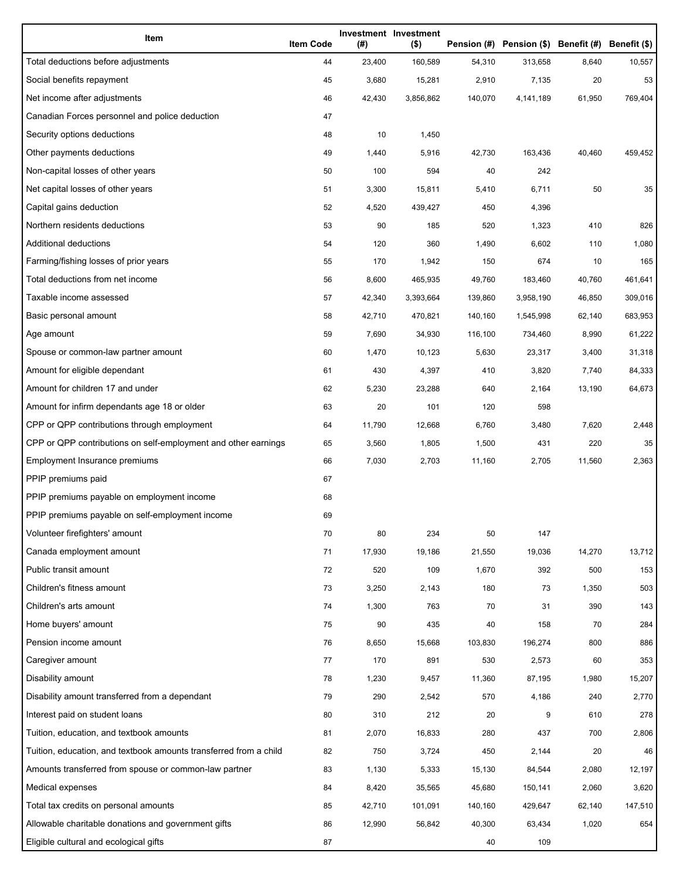| Item | Item Code | Investment (#) | Investment ($) | Pension (#) | Pension ($) | Benefit (#) | Benefit ($) |
|---|---|---|---|---|---|---|---|
| Total deductions before adjustments | 44 | 23,400 | 160,589 | 54,310 | 313,658 | 8,640 | 10,557 |
| Social benefits repayment | 45 | 3,680 | 15,281 | 2,910 | 7,135 | 20 | 53 |
| Net income after adjustments | 46 | 42,430 | 3,856,862 | 140,070 | 4,141,189 | 61,950 | 769,404 |
| Canadian Forces personnel and police deduction | 47 | | | | | | |
| Security options deductions | 48 | 10 | 1,450 | | | | |
| Other payments deductions | 49 | 1,440 | 5,916 | 42,730 | 163,436 | 40,460 | 459,452 |
| Non-capital losses of other years | 50 | 100 | 594 | 40 | 242 | | |
| Net capital losses of other years | 51 | 3,300 | 15,811 | 5,410 | 6,711 | 50 | 35 |
| Capital gains deduction | 52 | 4,520 | 439,427 | 450 | 4,396 | | |
| Northern residents deductions | 53 | 90 | 185 | 520 | 1,323 | 410 | 826 |
| Additional deductions | 54 | 120 | 360 | 1,490 | 6,602 | 110 | 1,080 |
| Farming/fishing losses of prior years | 55 | 170 | 1,942 | 150 | 674 | 10 | 165 |
| Total deductions from net income | 56 | 8,600 | 465,935 | 49,760 | 183,460 | 40,760 | 461,641 |
| Taxable income assessed | 57 | 42,340 | 3,393,664 | 139,860 | 3,958,190 | 46,850 | 309,016 |
| Basic personal amount | 58 | 42,710 | 470,821 | 140,160 | 1,545,998 | 62,140 | 683,953 |
| Age amount | 59 | 7,690 | 34,930 | 116,100 | 734,460 | 8,990 | 61,222 |
| Spouse or common-law partner amount | 60 | 1,470 | 10,123 | 5,630 | 23,317 | 3,400 | 31,318 |
| Amount for eligible dependant | 61 | 430 | 4,397 | 410 | 3,820 | 7,740 | 84,333 |
| Amount for children 17 and under | 62 | 5,230 | 23,288 | 640 | 2,164 | 13,190 | 64,673 |
| Amount for infirm dependants age 18 or older | 63 | 20 | 101 | 120 | 598 | | |
| CPP or QPP contributions through employment | 64 | 11,790 | 12,668 | 6,760 | 3,480 | 7,620 | 2,448 |
| CPP or QPP contributions on self-employment and other earnings | 65 | 3,560 | 1,805 | 1,500 | 431 | 220 | 35 |
| Employment Insurance premiums | 66 | 7,030 | 2,703 | 11,160 | 2,705 | 11,560 | 2,363 |
| PPIP premiums paid | 67 | | | | | | |
| PPIP premiums payable on employment income | 68 | | | | | | |
| PPIP premiums payable on self-employment income | 69 | | | | | | |
| Volunteer firefighters' amount | 70 | 80 | 234 | 50 | 147 | | |
| Canada employment amount | 71 | 17,930 | 19,186 | 21,550 | 19,036 | 14,270 | 13,712 |
| Public transit amount | 72 | 520 | 109 | 1,670 | 392 | 500 | 153 |
| Children's fitness amount | 73 | 3,250 | 2,143 | 180 | 73 | 1,350 | 503 |
| Children's arts amount | 74 | 1,300 | 763 | 70 | 31 | 390 | 143 |
| Home buyers' amount | 75 | 90 | 435 | 40 | 158 | 70 | 284 |
| Pension income amount | 76 | 8,650 | 15,668 | 103,830 | 196,274 | 800 | 886 |
| Caregiver amount | 77 | 170 | 891 | 530 | 2,573 | 60 | 353 |
| Disability amount | 78 | 1,230 | 9,457 | 11,360 | 87,195 | 1,980 | 15,207 |
| Disability amount transferred from a dependant | 79 | 290 | 2,542 | 570 | 4,186 | 240 | 2,770 |
| Interest paid on student loans | 80 | 310 | 212 | 20 | 9 | 610 | 278 |
| Tuition, education, and textbook amounts | 81 | 2,070 | 16,833 | 280 | 437 | 700 | 2,806 |
| Tuition, education, and textbook amounts transferred from a child | 82 | 750 | 3,724 | 450 | 2,144 | 20 | 46 |
| Amounts transferred from spouse or common-law partner | 83 | 1,130 | 5,333 | 15,130 | 84,544 | 2,080 | 12,197 |
| Medical expenses | 84 | 8,420 | 35,565 | 45,680 | 150,141 | 2,060 | 3,620 |
| Total tax credits on personal amounts | 85 | 42,710 | 101,091 | 140,160 | 429,647 | 62,140 | 147,510 |
| Allowable charitable donations and government gifts | 86 | 12,990 | 56,842 | 40,300 | 63,434 | 1,020 | 654 |
| Eligible cultural and ecological gifts | 87 | | | 40 | 109 | | |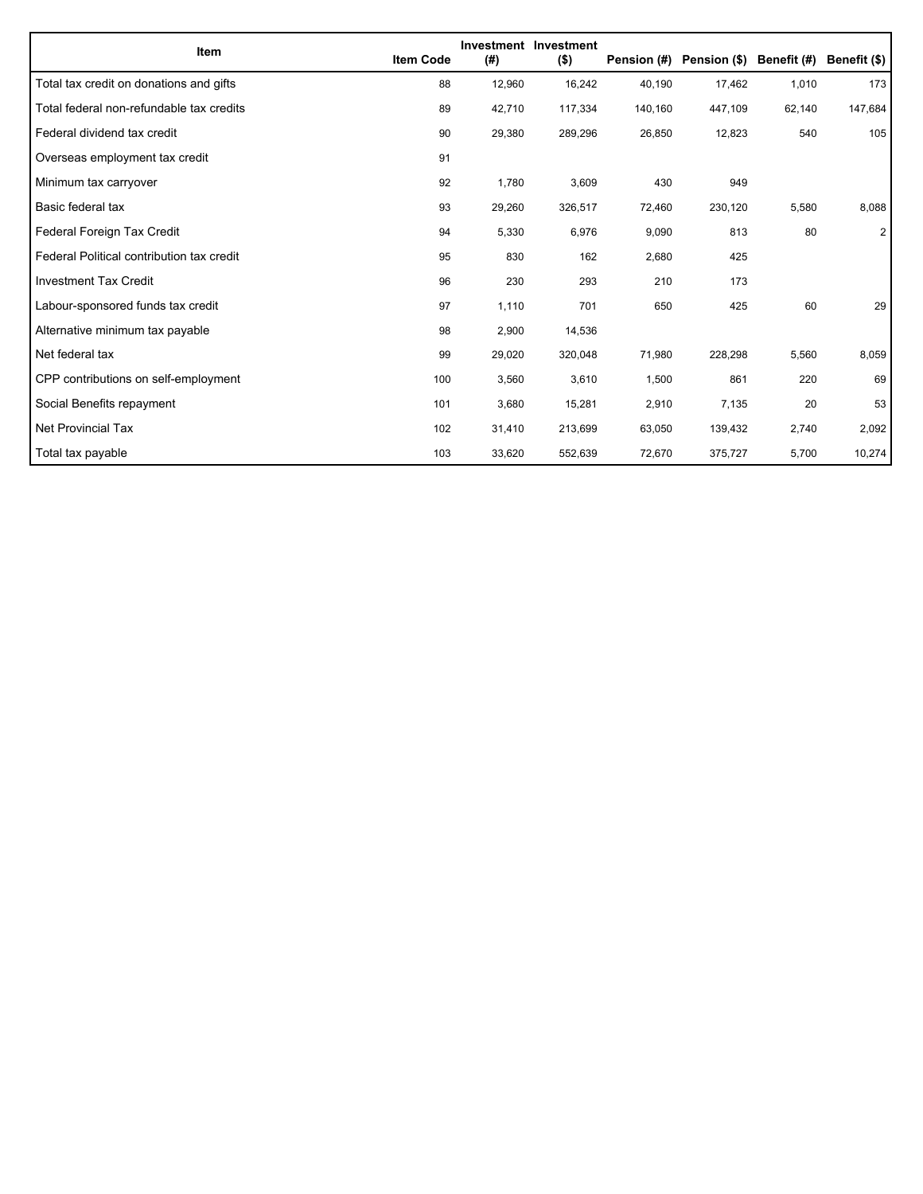| Item | Item Code | Investment (#) | Investment ($) | Pension (#) | Pension ($) | Benefit (#) | Benefit ($) |
| --- | --- | --- | --- | --- | --- | --- | --- |
| Total tax credit on donations and gifts | 88 | 12,960 | 16,242 | 40,190 | 17,462 | 1,010 | 173 |
| Total federal non-refundable tax credits | 89 | 42,710 | 117,334 | 140,160 | 447,109 | 62,140 | 147,684 |
| Federal dividend tax credit | 90 | 29,380 | 289,296 | 26,850 | 12,823 | 540 | 105 |
| Overseas employment tax credit | 91 | | | | | | |
| Minimum tax carryover | 92 | 1,780 | 3,609 | 430 | 949 | | |
| Basic federal tax | 93 | 29,260 | 326,517 | 72,460 | 230,120 | 5,580 | 8,088 |
| Federal Foreign Tax Credit | 94 | 5,330 | 6,976 | 9,090 | 813 | 80 | 2 |
| Federal Political contribution tax credit | 95 | 830 | 162 | 2,680 | 425 | | |
| Investment Tax Credit | 96 | 230 | 293 | 210 | 173 | | |
| Labour-sponsored funds tax credit | 97 | 1,110 | 701 | 650 | 425 | 60 | 29 |
| Alternative minimum tax payable | 98 | 2,900 | 14,536 | | | | |
| Net federal tax | 99 | 29,020 | 320,048 | 71,980 | 228,298 | 5,560 | 8,059 |
| CPP contributions on self-employment | 100 | 3,560 | 3,610 | 1,500 | 861 | 220 | 69 |
| Social Benefits repayment | 101 | 3,680 | 15,281 | 2,910 | 7,135 | 20 | 53 |
| Net Provincial Tax | 102 | 31,410 | 213,699 | 63,050 | 139,432 | 2,740 | 2,092 |
| Total tax payable | 103 | 33,620 | 552,639 | 72,670 | 375,727 | 5,700 | 10,274 |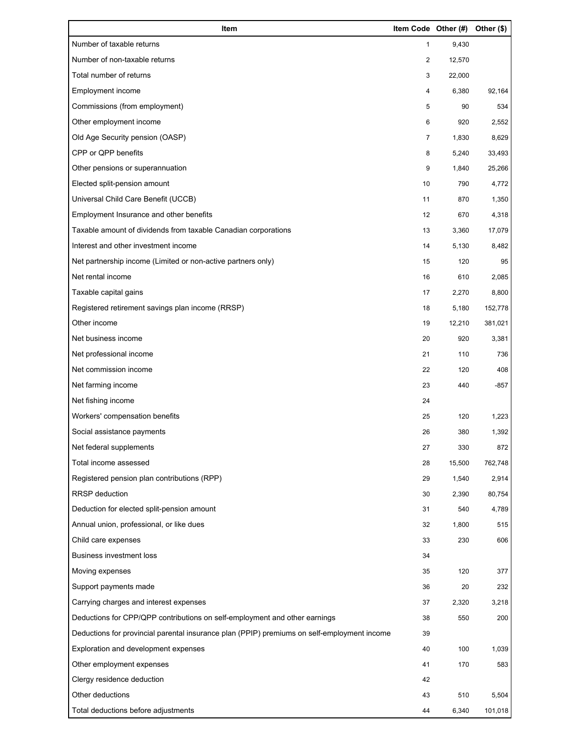| Item | Item Code | Other (#) | Other ($) |
| --- | --- | --- | --- |
| Number of taxable returns | 1 | 9,430 | |
| Number of non-taxable returns | 2 | 12,570 | |
| Total number of returns | 3 | 22,000 | |
| Employment income | 4 | 6,380 | 92,164 |
| Commissions (from employment) | 5 | 90 | 534 |
| Other employment income | 6 | 920 | 2,552 |
| Old Age Security pension (OASP) | 7 | 1,830 | 8,629 |
| CPP or QPP benefits | 8 | 5,240 | 33,493 |
| Other pensions or superannuation | 9 | 1,840 | 25,266 |
| Elected split-pension amount | 10 | 790 | 4,772 |
| Universal Child Care Benefit (UCCB) | 11 | 870 | 1,350 |
| Employment Insurance and other benefits | 12 | 670 | 4,318 |
| Taxable amount of dividends from taxable Canadian corporations | 13 | 3,360 | 17,079 |
| Interest and other investment income | 14 | 5,130 | 8,482 |
| Net partnership income (Limited or non-active partners only) | 15 | 120 | 95 |
| Net rental income | 16 | 610 | 2,085 |
| Taxable capital gains | 17 | 2,270 | 8,800 |
| Registered retirement savings plan income (RRSP) | 18 | 5,180 | 152,778 |
| Other income | 19 | 12,210 | 381,021 |
| Net business income | 20 | 920 | 3,381 |
| Net professional income | 21 | 110 | 736 |
| Net commission income | 22 | 120 | 408 |
| Net farming income | 23 | 440 | -857 |
| Net fishing income | 24 | | |
| Workers' compensation benefits | 25 | 120 | 1,223 |
| Social assistance payments | 26 | 380 | 1,392 |
| Net federal supplements | 27 | 330 | 872 |
| Total income assessed | 28 | 15,500 | 762,748 |
| Registered pension plan contributions (RPP) | 29 | 1,540 | 2,914 |
| RRSP deduction | 30 | 2,390 | 80,754 |
| Deduction for elected split-pension amount | 31 | 540 | 4,789 |
| Annual union, professional, or like dues | 32 | 1,800 | 515 |
| Child care expenses | 33 | 230 | 606 |
| Business investment loss | 34 | | |
| Moving expenses | 35 | 120 | 377 |
| Support payments made | 36 | 20 | 232 |
| Carrying charges and interest expenses | 37 | 2,320 | 3,218 |
| Deductions for CPP/QPP contributions on self-employment and other earnings | 38 | 550 | 200 |
| Deductions for provincial parental insurance plan (PPIP) premiums on self-employment income | 39 | | |
| Exploration and development expenses | 40 | 100 | 1,039 |
| Other employment expenses | 41 | 170 | 583 |
| Clergy residence deduction | 42 | | |
| Other deductions | 43 | 510 | 5,504 |
| Total deductions before adjustments | 44 | 6,340 | 101,018 |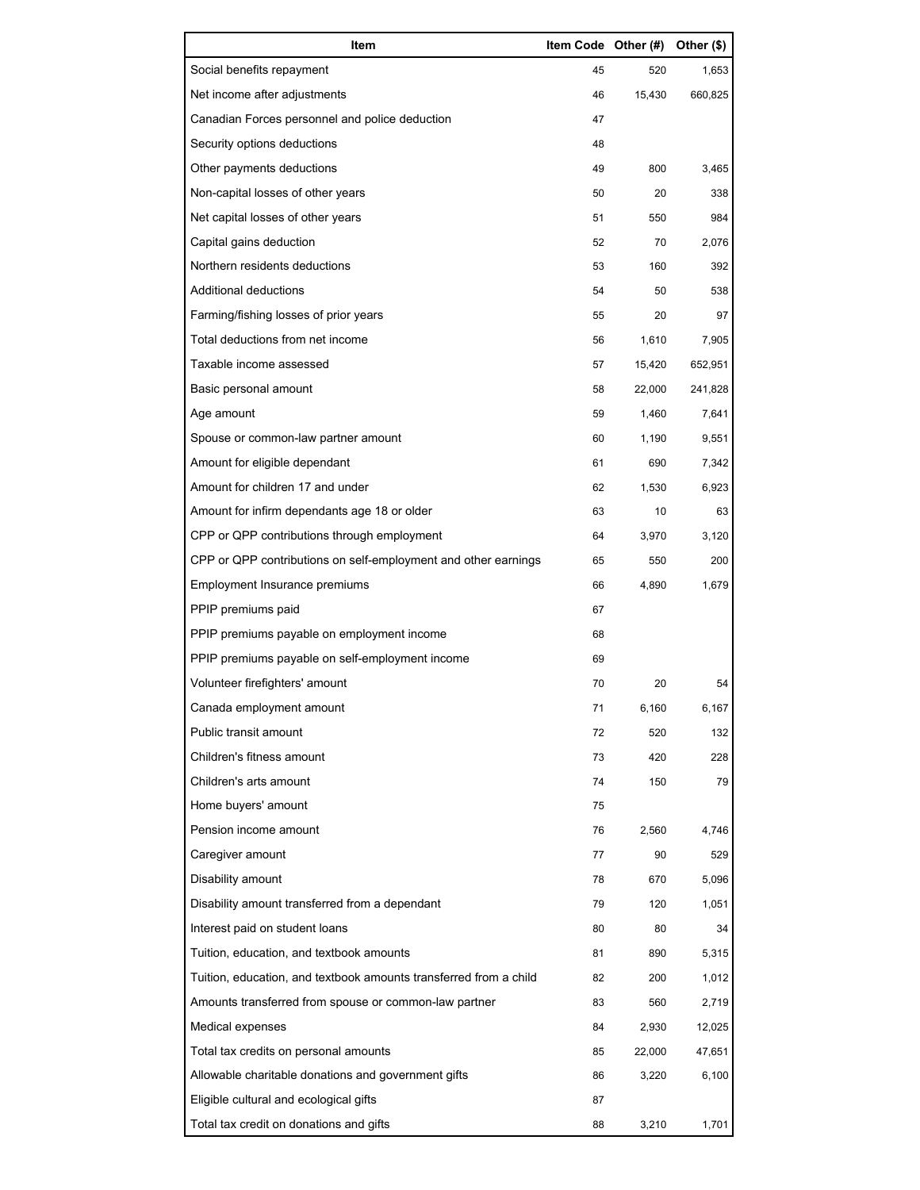| Item | Item Code | Other (#) | Other ($) |
| --- | --- | --- | --- |
| Social benefits repayment | 45 | 520 | 1,653 |
| Net income after adjustments | 46 | 15,430 | 660,825 |
| Canadian Forces personnel and police deduction | 47 | | |
| Security options deductions | 48 | | |
| Other payments deductions | 49 | 800 | 3,465 |
| Non-capital losses of other years | 50 | 20 | 338 |
| Net capital losses of other years | 51 | 550 | 984 |
| Capital gains deduction | 52 | 70 | 2,076 |
| Northern residents deductions | 53 | 160 | 392 |
| Additional deductions | 54 | 50 | 538 |
| Farming/fishing losses of prior years | 55 | 20 | 97 |
| Total deductions from net income | 56 | 1,610 | 7,905 |
| Taxable income assessed | 57 | 15,420 | 652,951 |
| Basic personal amount | 58 | 22,000 | 241,828 |
| Age amount | 59 | 1,460 | 7,641 |
| Spouse or common-law partner amount | 60 | 1,190 | 9,551 |
| Amount for eligible dependant | 61 | 690 | 7,342 |
| Amount for children 17 and under | 62 | 1,530 | 6,923 |
| Amount for infirm dependants age 18 or older | 63 | 10 | 63 |
| CPP or QPP contributions through employment | 64 | 3,970 | 3,120 |
| CPP or QPP contributions on self-employment and other earnings | 65 | 550 | 200 |
| Employment Insurance premiums | 66 | 4,890 | 1,679 |
| PPIP premiums paid | 67 | | |
| PPIP premiums payable on employment income | 68 | | |
| PPIP premiums payable on self-employment income | 69 | | |
| Volunteer firefighters' amount | 70 | 20 | 54 |
| Canada employment amount | 71 | 6,160 | 6,167 |
| Public transit amount | 72 | 520 | 132 |
| Children's fitness amount | 73 | 420 | 228 |
| Children's arts amount | 74 | 150 | 79 |
| Home buyers' amount | 75 | | |
| Pension income amount | 76 | 2,560 | 4,746 |
| Caregiver amount | 77 | 90 | 529 |
| Disability amount | 78 | 670 | 5,096 |
| Disability amount transferred from a dependant | 79 | 120 | 1,051 |
| Interest paid on student loans | 80 | 80 | 34 |
| Tuition, education, and textbook amounts | 81 | 890 | 5,315 |
| Tuition, education, and textbook amounts transferred from a child | 82 | 200 | 1,012 |
| Amounts transferred from spouse or common-law partner | 83 | 560 | 2,719 |
| Medical expenses | 84 | 2,930 | 12,025 |
| Total tax credits on personal amounts | 85 | 22,000 | 47,651 |
| Allowable charitable donations and government gifts | 86 | 3,220 | 6,100 |
| Eligible cultural and ecological gifts | 87 | | |
| Total tax credit on donations and gifts | 88 | 3,210 | 1,701 |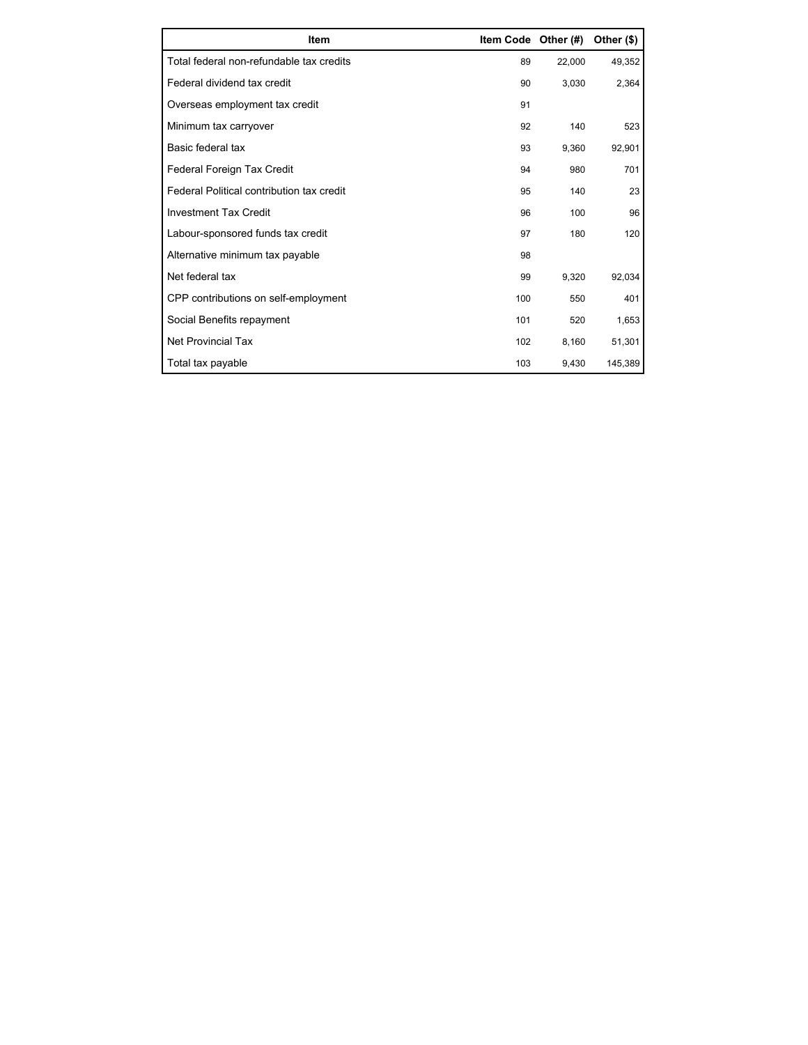| Item | Item Code | Other (#) | Other ($) |
|---|---|---|---|
| Total federal non-refundable tax credits | 89 | 22,000 | 49,352 |
| Federal dividend tax credit | 90 | 3,030 | 2,364 |
| Overseas employment tax credit | 91 | | |
| Minimum tax carryover | 92 | 140 | 523 |
| Basic federal tax | 93 | 9,360 | 92,901 |
| Federal Foreign Tax Credit | 94 | 980 | 701 |
| Federal Political contribution tax credit | 95 | 140 | 23 |
| Investment Tax Credit | 96 | 100 | 96 |
| Labour-sponsored funds tax credit | 97 | 180 | 120 |
| Alternative minimum tax payable | 98 | | |
| Net federal tax | 99 | 9,320 | 92,034 |
| CPP contributions on self-employment | 100 | 550 | 401 |
| Social Benefits repayment | 101 | 520 | 1,653 |
| Net Provincial Tax | 102 | 8,160 | 51,301 |
| Total tax payable | 103 | 9,430 | 145,389 |